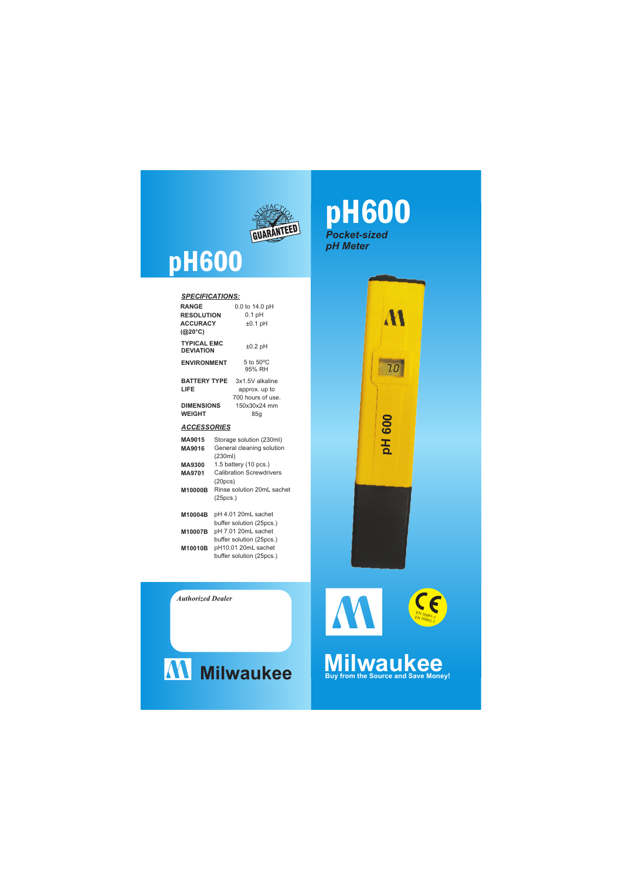# pH600

## SPECIFICATIONS:

| | |
|---|---|
| **RANGE** | 0.0 to 14.0 pH |
| **RESOLUTION** | 0.1 pH |
| **ACCURACY (@20°C)** | ±0.1 pH |
| **TYPICAL EMC DEVIATION** | ±0.2 pH |
| **ENVIRONMENT** | 5 to 50ºC 95% RH |
| **BATTERY TYPE** | 3x1.5V alkaline |
| **LIFE** | approx. up to 700 hours of use. |
| **DIMENSIONS** | 150x30x24 mm |
| **WEIGHT** | 85g |

## ACCESSORIES

| | |
|---|---|
| **MA9015** | Storage solution (230ml) |
| **MA9016** | General cleaning solution (230ml) |
| **MA9300** | 1.5 battery (10 pcs.) |
| **MA9701** | Calibration Screwdrivers (20pcs) |
| **M10000B** | Rinse solution 20mL sachet (25pcs.) |
| **M10004B** | pH 4.01 20mL sachet buffer solution (25pcs.) |
| **M10007B** | pH 7.01 20mL sachet buffer solution (25pcs.) |
| **M10010B** | pH10.01 20mL sachet buffer solution (25pcs.) |

*Authorized Dealer*

Milwaukee

# pH600

***Pocket-sized pH Meter***

EN 50081-1
EN 50082-1

**Milwaukee**

**Buy from the Source and Save Money!**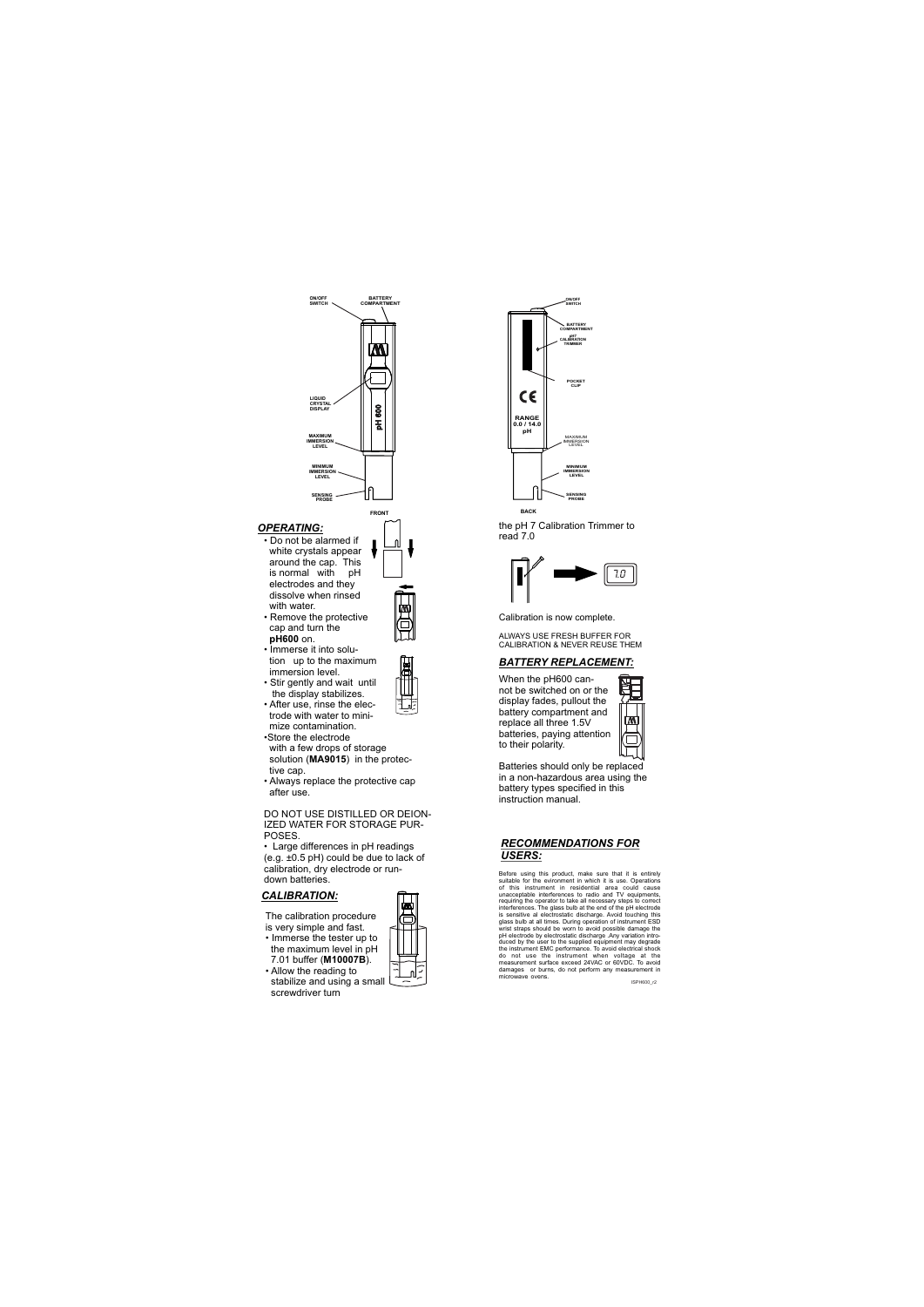ON/OFF SWITCH
BATTERY COMPARTMENT
LIQUID CRYSTAL DISPLAY
MAXIMUM IMMERSION LEVEL
MINIMUM IMMERSION LEVEL
SENSING PROBE
FRONT

ON/OFF SWITCH
BATTERY COMPARTMENT
pH7 CALIBRATION TRIMMER
POCKET CLIP
RANGE 0.0 / 14.0 pH
MAXIMUM IMMERSION LEVEL
MINIMUM IMMERSION LEVEL
SENSING PROBE
BACK

## *OPERATING:*

- Do not be alarmed if white crystals appear around the cap. This is normal with pH electrodes and they dissolve when rinsed with water.
- Remove the protective cap and turn the **pH600** on.
- Immerse it into solution up to the maximum immersion level.
- Stir gently and wait until the display stabilizes.
- After use, rinse the electrode with water to minimize contamination.
- Store the electrode with a few drops of storage solution (**MA9015**) in the protective cap.
- Always replace the protective cap after use.

DO NOT USE DISTILLED OR DEIONIZED WATER FOR STORAGE PURPOSES.

- Large differences in pH readings (e.g. ±0.5 pH) could be due to lack of calibration, dry electrode or rundown batteries.

## *CALIBRATION:*

The calibration procedure is very simple and fast.

- Immerse the tester up to the maximum level in pH 7.01 buffer (**M10007B**).
- Allow the reading to stabilize and using a small screwdriver turn the pH 7 Calibration Trimmer to read 7.0

7.0

Calibration is now complete.

ALWAYS USE FRESH BUFFER FOR CALIBRATION & NEVER REUSE THEM

## *BATTERY REPLACEMENT:*

When the pH600 cannot be switched on or the display fades, pullout the battery compartment and replace all three 1.5V batteries, paying attention to their polarity.

Batteries should only be replaced in a non-hazardous area using the battery types specified in this instruction manual.

## *RECOMMENDATIONS FOR USERS:*

Before using this product, make sure that it is entirely suitable for the evironment in which it is use. Operations of this instrument in residential area could cause unacceptable interferences to radio and TV equipments, requiring the operator to take all necessary steps to correct interferences. The glass bulb at the end of the pH electrode is sensitive al electrostatic discharge. Avoid touching this glass bulb at all times. During operation of instrument ESD wrist straps should be worn to avoid possible damage the pH electrode by electrostatic discharge .Any variation introduced by the user to the supplied equipment may degrade the instrument EMC performance. To avoid electrical shock do not use the instrument when voltage at the measurement surface exceed 24VAC or 60VDC. To avoid damages or burns, do not perform any measurement in microwave ovens.

ISPH600_r2